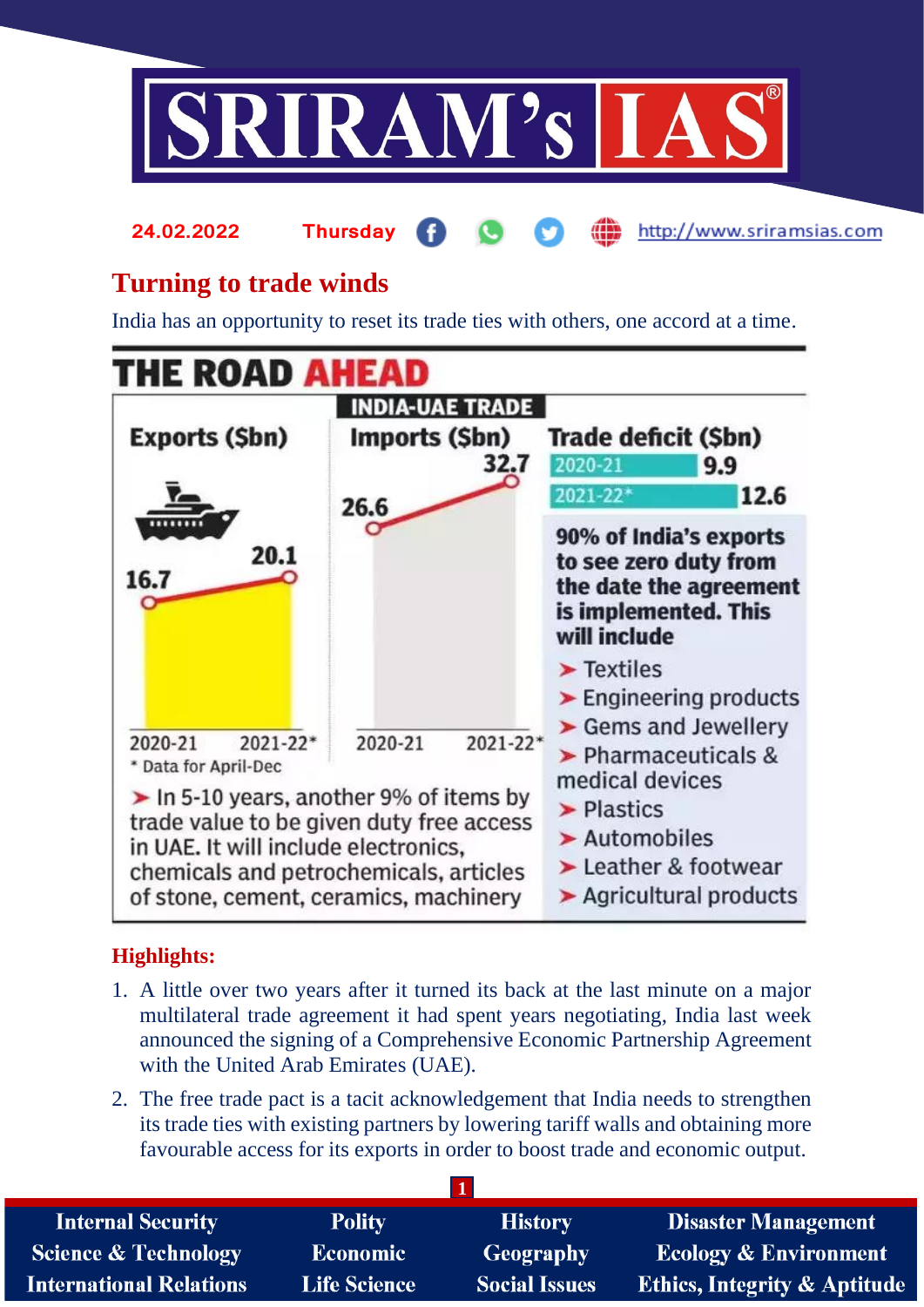# Turning to trade winds

India has an opportunity to reset its trade ties with others, one accord at a time.

## THE ROAD AHEAD

### INDIA-UAE TRADE

| | 2020-21 | 2021-22* |
|---|---|---|
| Exports ($bn) | 16.7 | 20.1 |
| Imports ($bn) | 26.6 | 32.7 |
| Trade deficit ($bn) | 9.9 | 12.6 |

\* Data for April-Dec

➤ In 5-10 years, another 9% of items by trade value to be given duty free access in UAE. It will include electronics, chemicals and petrochemicals, articles of stone, cement, ceramics, machinery

**90% of India's exports to see zero duty from the date the agreement is implemented. This will include**

- Textiles
- Engineering products
- Gems and Jewellery
- Pharmaceuticals & medical devices
- Plastics
- Automobiles
- Leather & footwear
- Agricultural products

## Highlights:

1. A little over two years after it turned its back at the last minute on a major multilateral trade agreement it had spent years negotiating, India last week announced the signing of a Comprehensive Economic Partnership Agreement with the United Arab Emirates (UAE).
2. The free trade pact is a tacit acknowledgement that India needs to strengthen its trade ties with existing partners by lowering tariff walls and obtaining more favourable access for its exports in order to boost trade and economic output.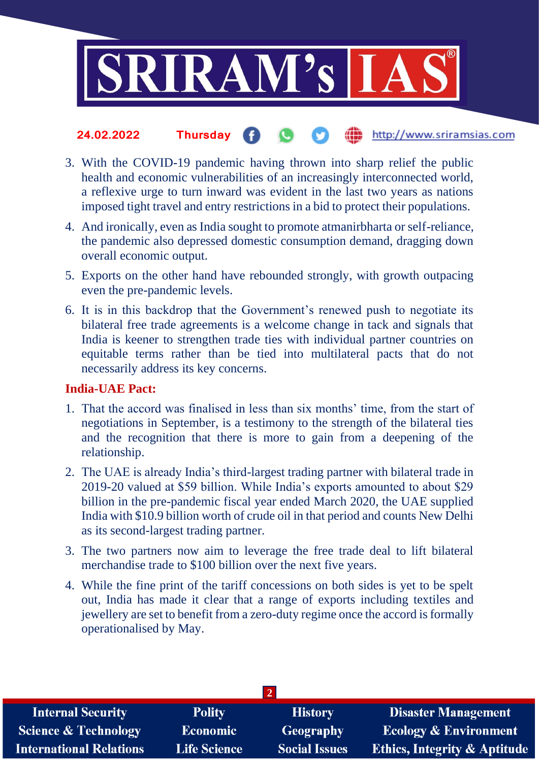3. With the COVID-19 pandemic having thrown into sharp relief the public health and economic vulnerabilities of an increasingly interconnected world, a reflexive urge to turn inward was evident in the last two years as nations imposed tight travel and entry restrictions in a bid to protect their populations.
4. And ironically, even as India sought to promote atmanirbharta or self-reliance, the pandemic also depressed domestic consumption demand, dragging down overall economic output.
5. Exports on the other hand have rebounded strongly, with growth outpacing even the pre-pandemic levels.
6. It is in this backdrop that the Government's renewed push to negotiate its bilateral free trade agreements is a welcome change in tack and signals that India is keener to strengthen trade ties with individual partner countries on equitable terms rather than be tied into multilateral pacts that do not necessarily address its key concerns.

**India-UAE Pact:**

1. That the accord was finalised in less than six months' time, from the start of negotiations in September, is a testimony to the strength of the bilateral ties and the recognition that there is more to gain from a deepening of the relationship.
2. The UAE is already India's third-largest trading partner with bilateral trade in 2019-20 valued at $59 billion. While India's exports amounted to about $29 billion in the pre-pandemic fiscal year ended March 2020, the UAE supplied India with $10.9 billion worth of crude oil in that period and counts New Delhi as its second-largest trading partner.
3. The two partners now aim to leverage the free trade deal to lift bilateral merchandise trade to $100 billion over the next five years.
4. While the fine print of the tariff concessions on both sides is yet to be spelt out, India has made it clear that a range of exports including textiles and jewellery are set to benefit from a zero-duty regime once the accord is formally operationalised by May.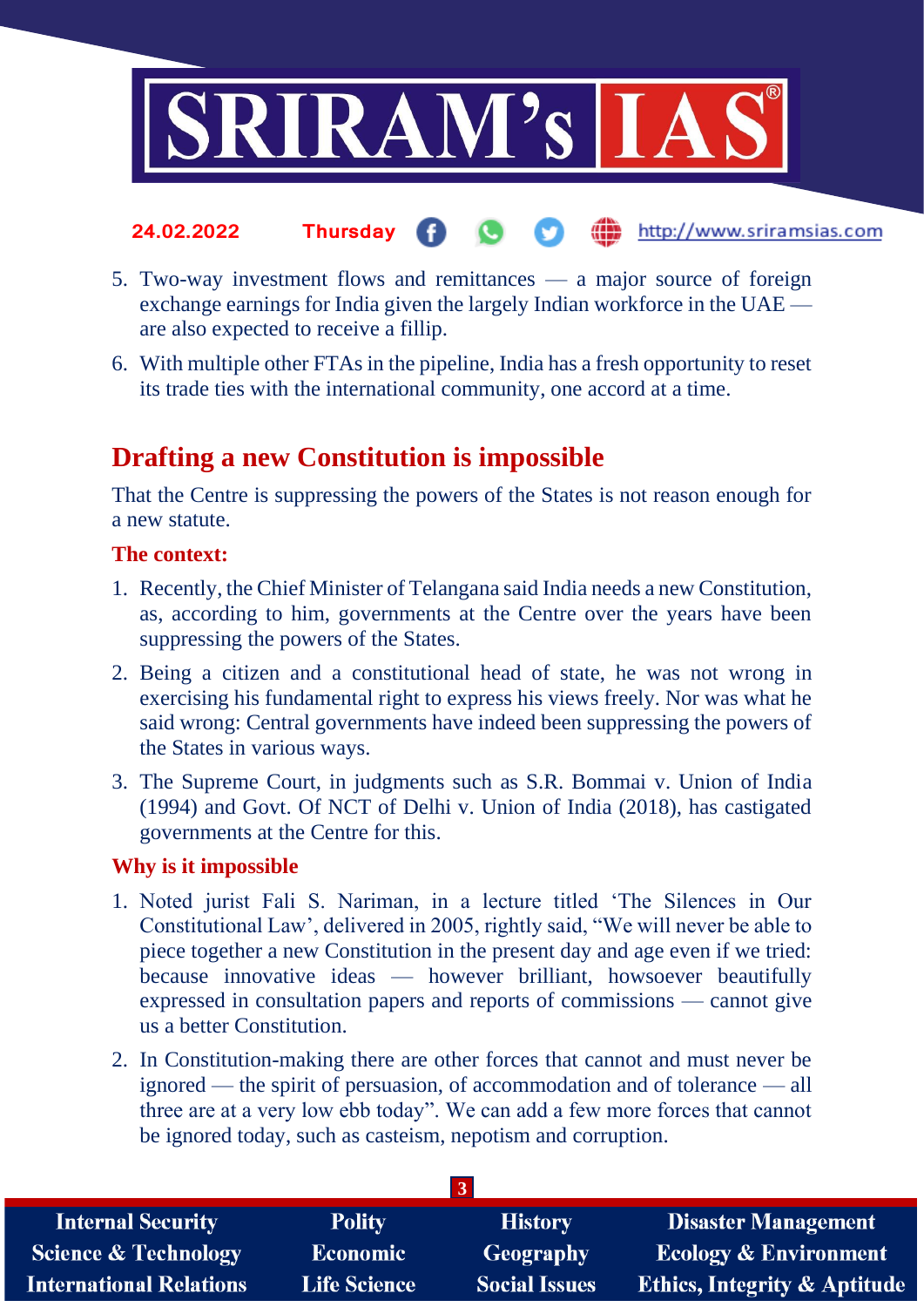5. Two-way investment flows and remittances — a major source of foreign exchange earnings for India given the largely Indian workforce in the UAE — are also expected to receive a fillip.
6. With multiple other FTAs in the pipeline, India has a fresh opportunity to reset its trade ties with the international community, one accord at a time.

## Drafting a new Constitution is impossible

That the Centre is suppressing the powers of the States is not reason enough for a new statute.

### The context:

1. Recently, the Chief Minister of Telangana said India needs a new Constitution, as, according to him, governments at the Centre over the years have been suppressing the powers of the States.
2. Being a citizen and a constitutional head of state, he was not wrong in exercising his fundamental right to express his views freely. Nor was what he said wrong: Central governments have indeed been suppressing the powers of the States in various ways.
3. The Supreme Court, in judgments such as S.R. Bommai v. Union of India (1994) and Govt. Of NCT of Delhi v. Union of India (2018), has castigated governments at the Centre for this.

### Why is it impossible

1. Noted jurist Fali S. Nariman, in a lecture titled 'The Silences in Our Constitutional Law', delivered in 2005, rightly said, "We will never be able to piece together a new Constitution in the present day and age even if we tried: because innovative ideas — however brilliant, howsoever beautifully expressed in consultation papers and reports of commissions — cannot give us a better Constitution.
2. In Constitution-making there are other forces that cannot and must never be ignored — the spirit of persuasion, of accommodation and of tolerance — all three are at a very low ebb today". We can add a few more forces that cannot be ignored today, such as casteism, nepotism and corruption.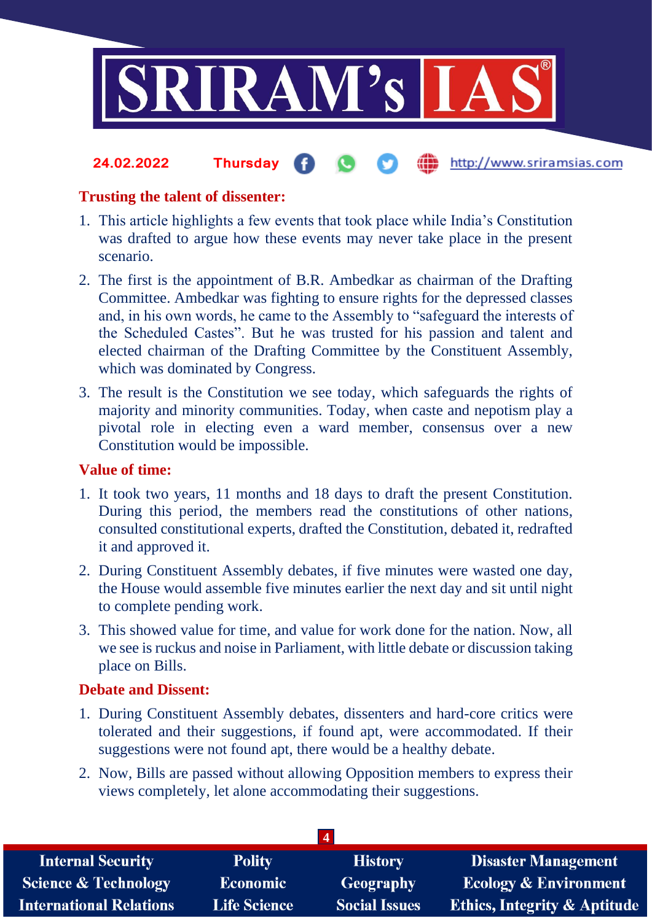## Trusting the talent of dissenter:

1. This article highlights a few events that took place while India's Constitution was drafted to argue how these events may never take place in the present scenario.
2. The first is the appointment of B.R. Ambedkar as chairman of the Drafting Committee. Ambedkar was fighting to ensure rights for the depressed classes and, in his own words, he came to the Assembly to "safeguard the interests of the Scheduled Castes". But he was trusted for his passion and talent and elected chairman of the Drafting Committee by the Constituent Assembly, which was dominated by Congress.
3. The result is the Constitution we see today, which safeguards the rights of majority and minority communities. Today, when caste and nepotism play a pivotal role in electing even a ward member, consensus over a new Constitution would be impossible.

## Value of time:

1. It took two years, 11 months and 18 days to draft the present Constitution. During this period, the members read the constitutions of other nations, consulted constitutional experts, drafted the Constitution, debated it, redrafted it and approved it.
2. During Constituent Assembly debates, if five minutes were wasted one day, the House would assemble five minutes earlier the next day and sit until night to complete pending work.
3. This showed value for time, and value for work done for the nation. Now, all we see is ruckus and noise in Parliament, with little debate or discussion taking place on Bills.

## Debate and Dissent:

1. During Constituent Assembly debates, dissenters and hard-core critics were tolerated and their suggestions, if found apt, were accommodated. If their suggestions were not found apt, there would be a healthy debate.
2. Now, Bills are passed without allowing Opposition members to express their views completely, let alone accommodating their suggestions.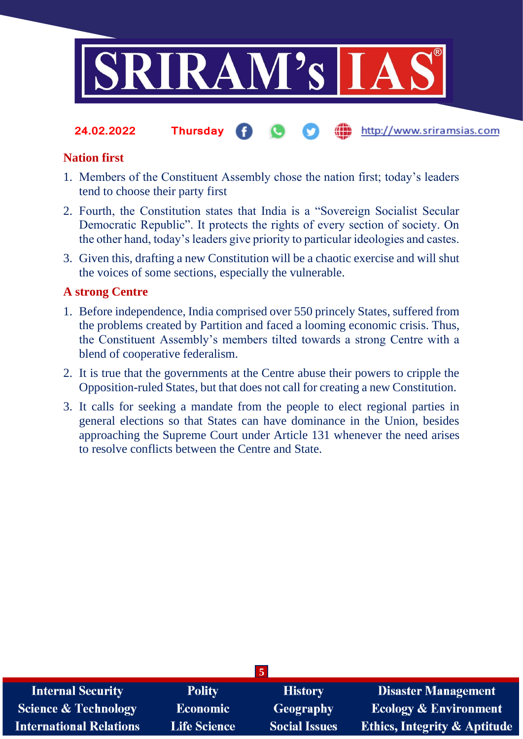## Nation first

1. Members of the Constituent Assembly chose the nation first; today's leaders tend to choose their party first
2. Fourth, the Constitution states that India is a "Sovereign Socialist Secular Democratic Republic". It protects the rights of every section of society. On the other hand, today's leaders give priority to particular ideologies and castes.
3. Given this, drafting a new Constitution will be a chaotic exercise and will shut the voices of some sections, especially the vulnerable.

## A strong Centre

1. Before independence, India comprised over 550 princely States, suffered from the problems created by Partition and faced a looming economic crisis. Thus, the Constituent Assembly's members tilted towards a strong Centre with a blend of cooperative federalism.
2. It is true that the governments at the Centre abuse their powers to cripple the Opposition-ruled States, but that does not call for creating a new Constitution.
3. It calls for seeking a mandate from the people to elect regional parties in general elections so that States can have dominance in the Union, besides approaching the Supreme Court under Article 131 whenever the need arises to resolve conflicts between the Centre and State.